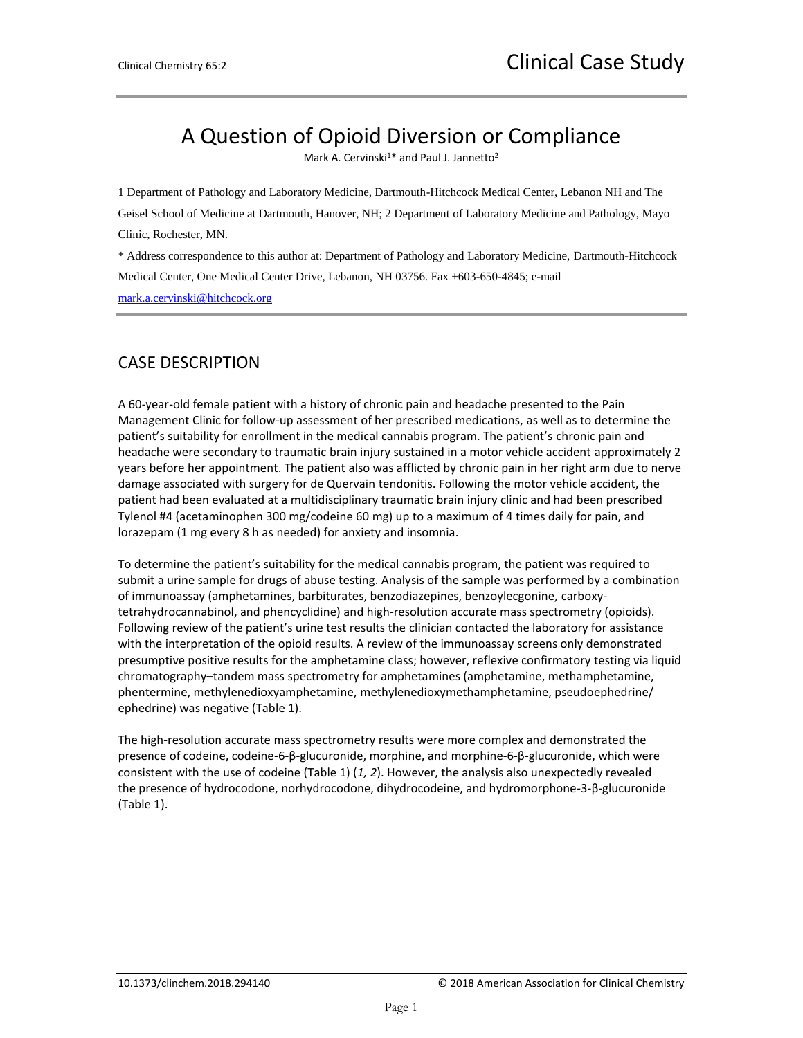# A Question of Opioid Diversion or Compliance

Mark A. Cervinski[1]* and Paul J. Jannetto[2]

1 Department of Pathology and Laboratory Medicine, Dartmouth-Hitchcock Medical Center, Lebanon NH and The Geisel School of Medicine at Dartmouth, Hanover, NH; 2 Department of Laboratory Medicine and Pathology, Mayo Clinic, Rochester, MN.

* Address correspondence to this author at: Department of Pathology and Laboratory Medicine, Dartmouth-Hitchcock Medical Center, One Medical Center Drive, Lebanon, NH 03756. Fax +603-650-4845; e-mail mark.a.cervinski@hitchcock.org

## CASE DESCRIPTION

A 60-year-old female patient with a history of chronic pain and headache presented to the Pain Management Clinic for follow-up assessment of her prescribed medications, as well as to determine the patient's suitability for enrollment in the medical cannabis program. The patient's chronic pain and headache were secondary to traumatic brain injury sustained in a motor vehicle accident approximately 2 years before her appointment. The patient also was afflicted by chronic pain in her right arm due to nerve damage associated with surgery for de Quervain tendonitis. Following the motor vehicle accident, the patient had been evaluated at a multidisciplinary traumatic brain injury clinic and had been prescribed Tylenol #4 (acetaminophen 300 mg/codeine 60 mg) up to a maximum of 4 times daily for pain, and lorazepam (1 mg every 8 h as needed) for anxiety and insomnia.

To determine the patient's suitability for the medical cannabis program, the patient was required to submit a urine sample for drugs of abuse testing. Analysis of the sample was performed by a combination of immunoassay (amphetamines, barbiturates, benzodiazepines, benzoylecgonine, carboxy-tetrahydrocannabinol, and phencyclidine) and high-resolution accurate mass spectrometry (opioids). Following review of the patient's urine test results the clinician contacted the laboratory for assistance with the interpretation of the opioid results. A review of the immunoassay screens only demonstrated presumptive positive results for the amphetamine class; however, reflexive confirmatory testing via liquid chromatography–tandem mass spectrometry for amphetamines (amphetamine, methamphetamine, phentermine, methylenedioxyamphetamine, methylenedioxymethamphetamine, pseudoephedrine/ ephedrine) was negative (Table 1).

The high-resolution accurate mass spectrometry results were more complex and demonstrated the presence of codeine, codeine-6-β-glucuronide, morphine, and morphine-6-β-glucuronide, which were consistent with the use of codeine (Table 1) (*1, 2*). However, the analysis also unexpectedly revealed the presence of hydrocodone, norhydrocodone, dihydrocodeine, and hydromorphone-3-β-glucuronide (Table 1).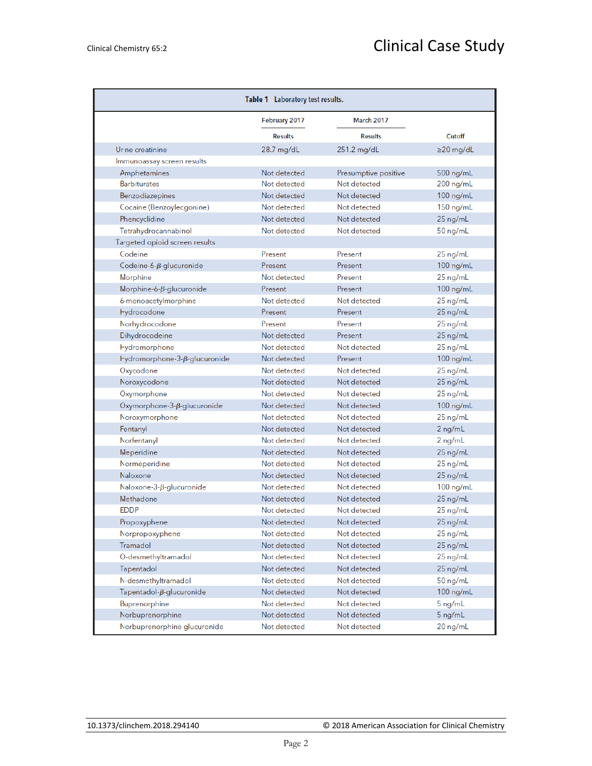**Table 1** Laboratory test results.

| | February 2017 | March 2017 | |
|---|---|---|---|
| | Results | Results | Cutoff |
| Urine creatinine | 28.7 mg/dL | 251.2 mg/dL | ≥20 mg/dL |
| Immunoassay screen results | | | |
| Amphetamines | Not detected | Presumptive positive | 500 ng/mL |
| Barbiturates | Not detected | Not detected | 200 ng/mL |
| Benzodiazepines | Not detected | Not detected | 100 ng/mL |
| Cocaine (Benzoylecgonine) | Not detected | Not detected | 150 ng/mL |
| Phencyclidine | Not detected | Not detected | 25 ng/mL |
| Tetrahydrocannabinol | Not detected | Not detected | 50 ng/mL |
| Targeted opioid screen results | | | |
| Codeine | Present | Present | 25 ng/mL |
| Codeine-6-β-glucuronide | Present | Present | 100 ng/mL |
| Morphine | Not detected | Present | 25 ng/mL |
| Morphine-6-β-glucuronide | Present | Present | 100 ng/mL |
| 6-monoacetylmorphine | Not detected | Not detected | 25 ng/mL |
| Hydrocodone | Present | Present | 25 ng/mL |
| Norhydrocodone | Present | Present | 25 ng/mL |
| Dihydrocodeine | Not detected | Present | 25 ng/mL |
| Hydromorphone | Not detected | Not detected | 25 ng/mL |
| Hydromorphone-3-β-glucuronide | Not detected | Present | 100 ng/mL |
| Oxycodone | Not detected | Not detected | 25 ng/mL |
| Noroxycodone | Not detected | Not detected | 25 ng/mL |
| Oxymorphone | Not detected | Not detected | 25 ng/mL |
| Oxymorphone-3-β-glucuronide | Not detected | Not detected | 100 ng/mL |
| Noroxymorphone | Not detected | Not detected | 25 ng/mL |
| Fentanyl | Not detected | Not detected | 2 ng/mL |
| Norfentanyl | Not detected | Not detected | 2 ng/mL |
| Meperidine | Not detected | Not detected | 25 ng/mL |
| Normeperidine | Not detected | Not detected | 25 ng/mL |
| Naloxone | Not detected | Not detected | 25 ng/mL |
| Naloxone-3-β-glucuronide | Not detected | Not detected | 100 ng/mL |
| Methadone | Not detected | Not detected | 25 ng/mL |
| EDDP | Not detected | Not detected | 25 ng/mL |
| Propoxyphene | Not detected | Not detected | 25 ng/mL |
| Norpropoxyphene | Not detected | Not detected | 25 ng/mL |
| Tramadol | Not detected | Not detected | 25 ng/mL |
| O-desmethyltramadol | Not detected | Not detected | 25 ng/mL |
| Tapentadol | Not detected | Not detected | 25 ng/mL |
| N-desmethyltramadol | Not detected | Not detected | 50 ng/mL |
| Tapentadol-β-glucuronide | Not detected | Not detected | 100 ng/mL |
| Buprenorphine | Not detected | Not detected | 5 ng/mL |
| Norbuprenorphine | Not detected | Not detected | 5 ng/mL |
| Norbuprenorphine glucuronide | Not detected | Not detected | 20 ng/mL |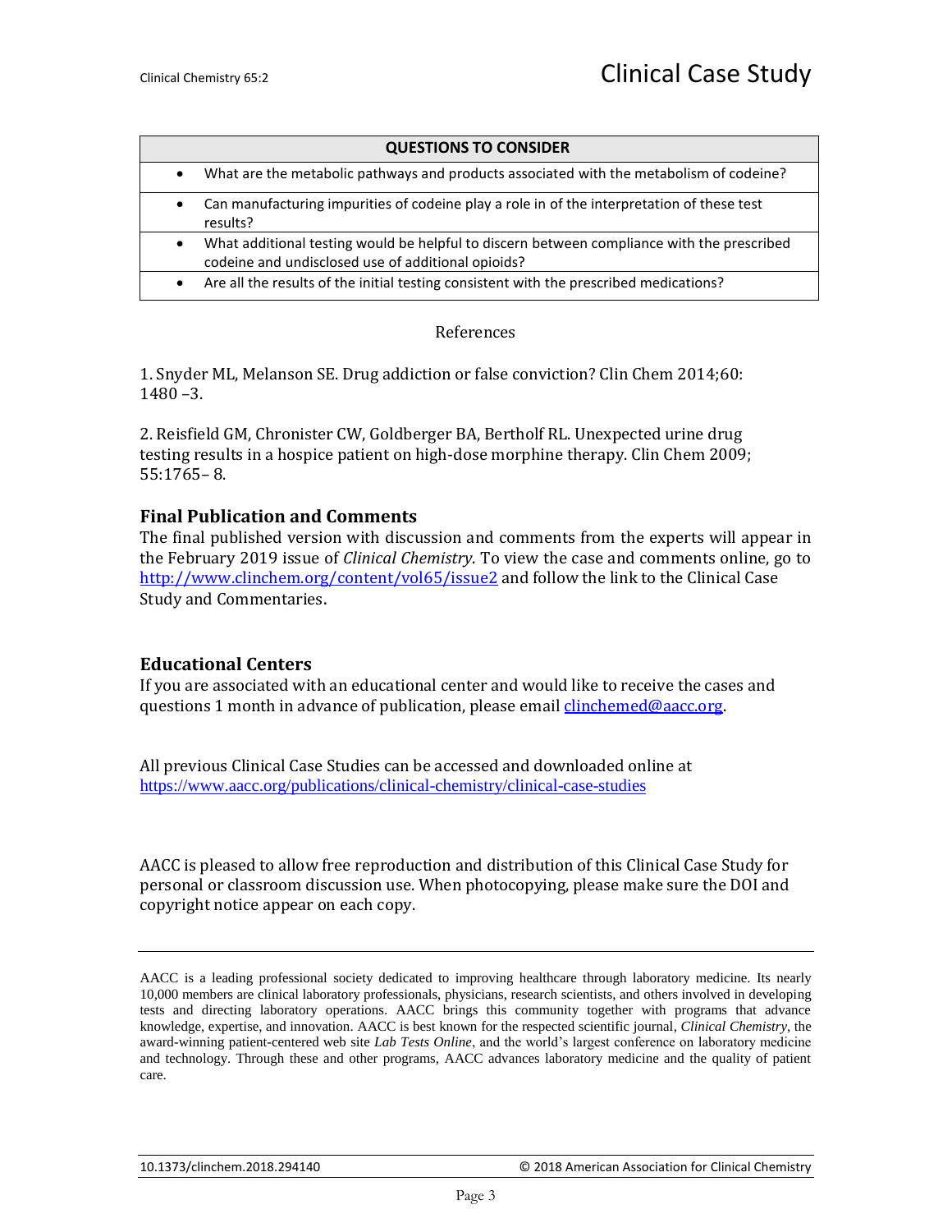| QUESTIONS TO CONSIDER |
| --- |
| • What are the metabolic pathways and products associated with the metabolism of codeine? |
| • Can manufacturing impurities of codeine play a role in of the interpretation of these test results? |
| • What additional testing would be helpful to discern between compliance with the prescribed codeine and undisclosed use of additional opioids? |
| • Are all the results of the initial testing consistent with the prescribed medications? |

References

1. Snyder ML, Melanson SE. Drug addiction or false conviction? Clin Chem 2014;60: 1480 –3.

2. Reisfield GM, Chronister CW, Goldberger BA, Bertholf RL. Unexpected urine drug testing results in a hospice patient on high-dose morphine therapy. Clin Chem 2009; 55:1765– 8.

### Final Publication and Comments

The final published version with discussion and comments from the experts will appear in the February 2019 issue of *Clinical Chemistry*. To view the case and comments online, go to http://www.clinchem.org/content/vol65/issue2 and follow the link to the Clinical Case Study and Commentaries.

### Educational Centers

If you are associated with an educational center and would like to receive the cases and questions 1 month in advance of publication, please email clinchemed@aacc.org.

All previous Clinical Case Studies can be accessed and downloaded online at https://www.aacc.org/publications/clinical-chemistry/clinical-case-studies

AACC is pleased to allow free reproduction and distribution of this Clinical Case Study for personal or classroom discussion use. When photocopying, please make sure the DOI and copyright notice appear on each copy.

---

AACC is a leading professional society dedicated to improving healthcare through laboratory medicine. Its nearly 10,000 members are clinical laboratory professionals, physicians, research scientists, and others involved in developing tests and directing laboratory operations. AACC brings this community together with programs that advance knowledge, expertise, and innovation. AACC is best known for the respected scientific journal, *Clinical Chemistry*, the award-winning patient-centered web site *Lab Tests Online*, and the world's largest conference on laboratory medicine and technology. Through these and other programs, AACC advances laboratory medicine and the quality of patient care.

10.1373/clinchem.2018.294140 © 2018 American Association for Clinical Chemistry